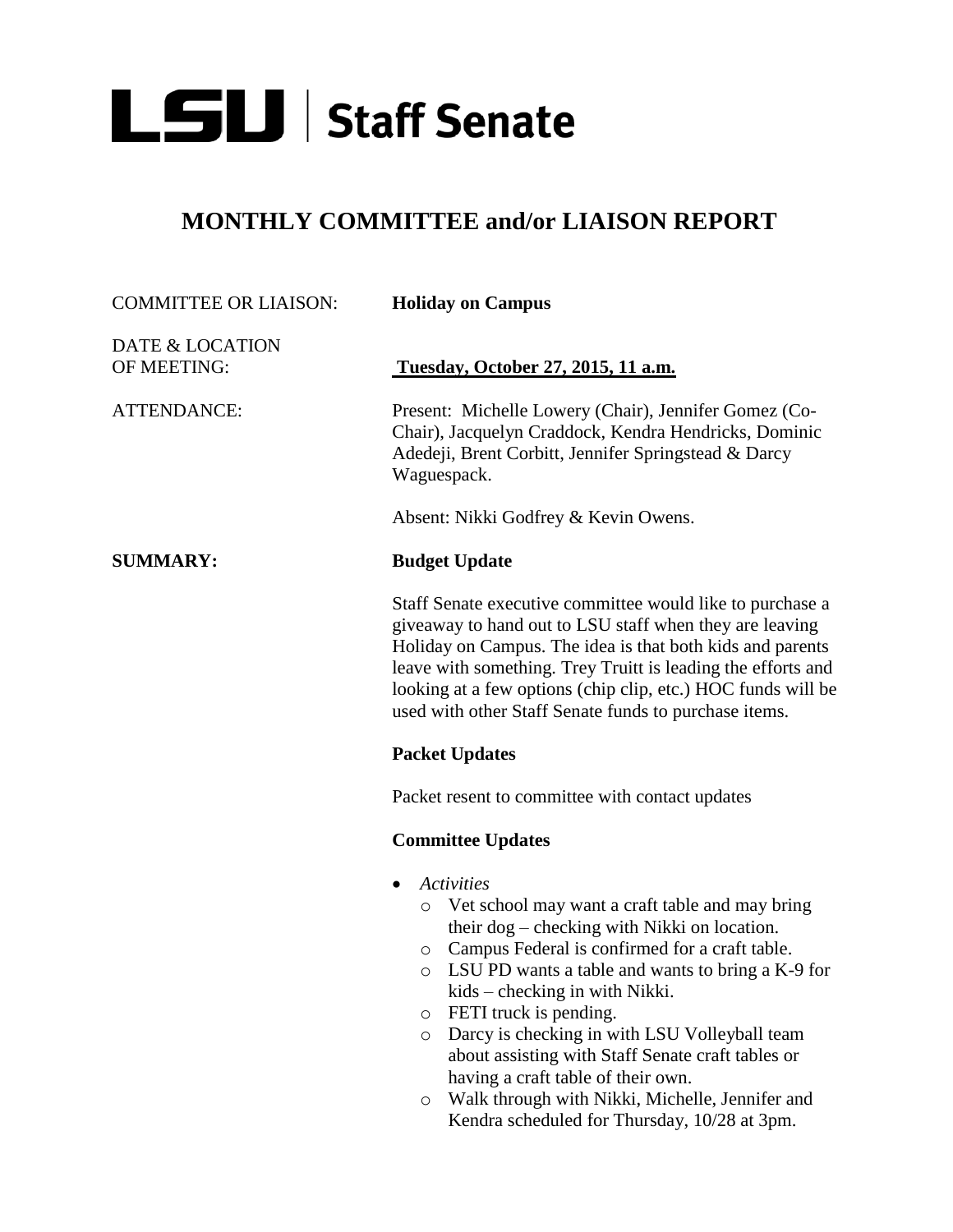# LSU | Staff Senate

## MONTHLY COMMITTEE and/or LIAISON REPORT

COMMITTEE OR LIAISON: **Holiday on Campus**

DATE & LOCATION OF MEETING: **Tuesday, October 27, 2015, 11 a.m.**

ATTENDANCE: Present: Michelle Lowery (Chair), Jennifer Gomez (Co-Chair), Jacquelyn Craddock, Kendra Hendricks, Dominic Adedeji, Brent Corbitt, Jennifer Springstead & Darcy Waguespack.

Absent: Nikki Godfrey & Kevin Owens.

**SUMMARY:**

**Budget Update**

Staff Senate executive committee would like to purchase a giveaway to hand out to LSU staff when they are leaving Holiday on Campus. The idea is that both kids and parents leave with something. Trey Truitt is leading the efforts and looking at a few options (chip clip, etc.) HOC funds will be used with other Staff Senate funds to purchase items.

**Packet Updates**

Packet resent to committee with contact updates

**Committee Updates**

- *Activities*
  - Vet school may want a craft table and may bring their dog – checking with Nikki on location.
  - Campus Federal is confirmed for a craft table.
  - LSU PD wants a table and wants to bring a K-9 for kids – checking in with Nikki.
  - FETI truck is pending.
  - Darcy is checking in with LSU Volleyball team about assisting with Staff Senate craft tables or having a craft table of their own.
  - Walk through with Nikki, Michelle, Jennifer and Kendra scheduled for Thursday, 10/28 at 3pm.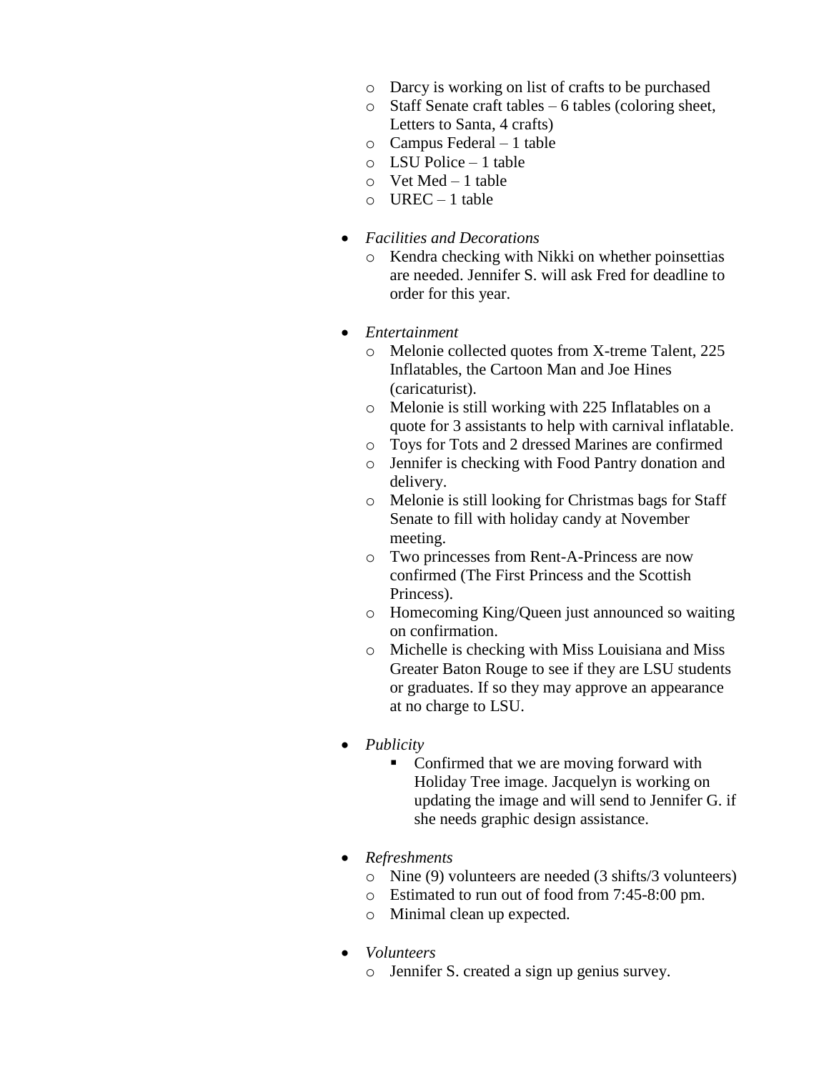- Darcy is working on list of crafts to be purchased
  - Staff Senate craft tables – 6 tables (coloring sheet, Letters to Santa, 4 crafts)
  - Campus Federal – 1 table
  - LSU Police – 1 table
  - Vet Med – 1 table
  - UREC – 1 table

- *Facilities and Decorations*
  - Kendra checking with Nikki on whether poinsettias are needed. Jennifer S. will ask Fred for deadline to order for this year.

- *Entertainment*
  - Melonie collected quotes from X-treme Talent, 225 Inflatables, the Cartoon Man and Joe Hines (caricaturist).
  - Melonie is still working with 225 Inflatables on a quote for 3 assistants to help with carnival inflatable.
  - Toys for Tots and 2 dressed Marines are confirmed
  - Jennifer is checking with Food Pantry donation and delivery.
  - Melonie is still looking for Christmas bags for Staff Senate to fill with holiday candy at November meeting.
  - Two princesses from Rent-A-Princess are now confirmed (The First Princess and the Scottish Princess).
  - Homecoming King/Queen just announced so waiting on confirmation.
  - Michelle is checking with Miss Louisiana and Miss Greater Baton Rouge to see if they are LSU students or graduates. If so they may approve an appearance at no charge to LSU.

- *Publicity*
    - Confirmed that we are moving forward with Holiday Tree image. Jacquelyn is working on updating the image and will send to Jennifer G. if she needs graphic design assistance.

- *Refreshments*
  - Nine (9) volunteers are needed (3 shifts/3 volunteers)
  - Estimated to run out of food from 7:45-8:00 pm.
  - Minimal clean up expected.

- *Volunteers*
  - Jennifer S. created a sign up genius survey.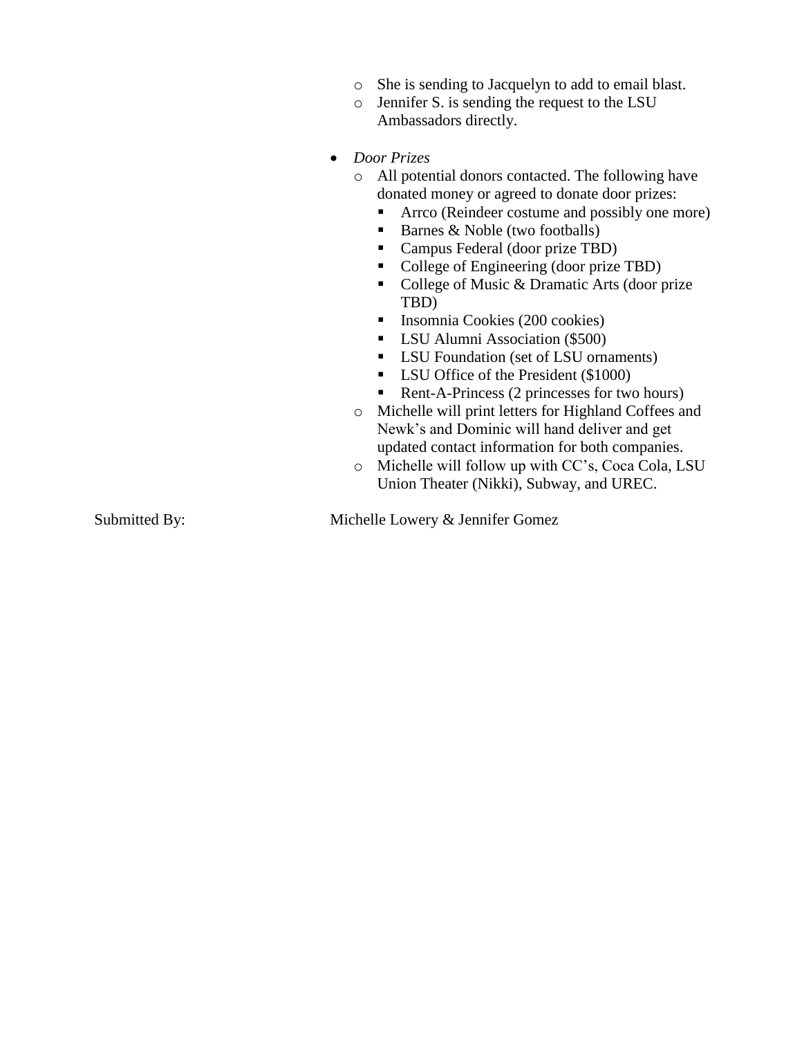- She is sending to Jacquelyn to add to email blast.
  - Jennifer S. is sending the request to the LSU Ambassadors directly.

- *Door Prizes*
  - All potential donors contacted. The following have donated money or agreed to donate door prizes:
    - Arrco (Reindeer costume and possibly one more)
    - Barnes & Noble (two footballs)
    - Campus Federal (door prize TBD)
    - College of Engineering (door prize TBD)
    - College of Music & Dramatic Arts (door prize TBD)
    - Insomnia Cookies (200 cookies)
    - LSU Alumni Association ($500)
    - LSU Foundation (set of LSU ornaments)
    - LSU Office of the President ($1000)
    - Rent-A-Princess (2 princesses for two hours)
  - Michelle will print letters for Highland Coffees and Newk's and Dominic will hand deliver and get updated contact information for both companies.
  - Michelle will follow up with CC's, Coca Cola, LSU Union Theater (Nikki), Subway, and UREC.

Submitted By: Michelle Lowery & Jennifer Gomez